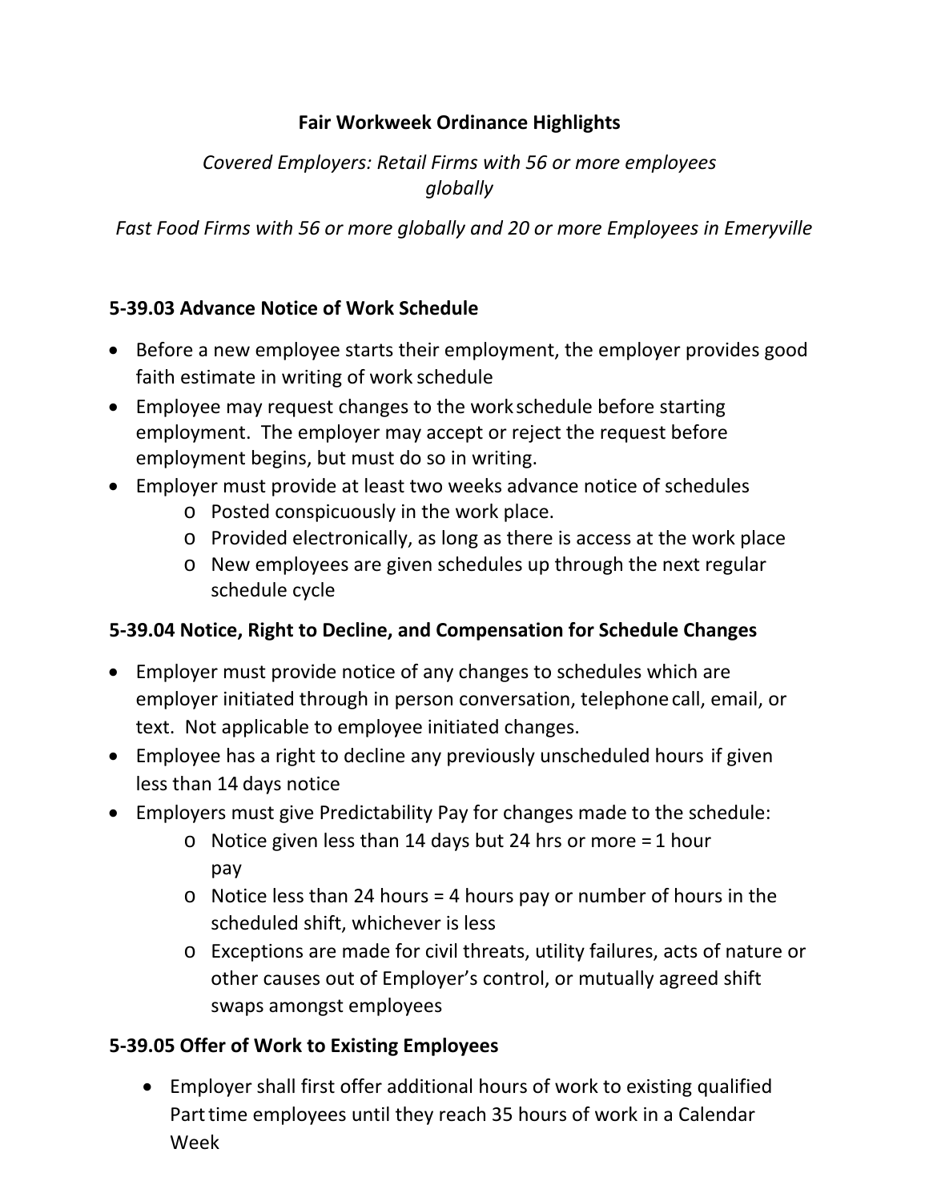# Fair Workweek Ordinance Highlights

*Covered Employers: Retail Firms with 56 or more employees globally*

*Fast Food Firms with 56 or more globally and 20 or more Employees in Emeryville*

## 5-39.03 Advance Notice of Work Schedule

- Before a new employee starts their employment, the employer provides good faith estimate in writing of work schedule
- Employee may request changes to the work schedule before starting employment. The employer may accept or reject the request before employment begins, but must do so in writing.
- Employer must provide at least two weeks advance notice of schedules
  - Posted conspicuously in the work place.
  - Provided electronically, as long as there is access at the work place
  - New employees are given schedules up through the next regular schedule cycle

## 5-39.04 Notice, Right to Decline, and Compensation for Schedule Changes

- Employer must provide notice of any changes to schedules which are employer initiated through in person conversation, telephone call, email, or text. Not applicable to employee initiated changes.
- Employee has a right to decline any previously unscheduled hours if given less than 14 days notice
- Employers must give Predictability Pay for changes made to the schedule:
  - Notice given less than 14 days but 24 hrs or more = 1 hour pay
  - Notice less than 24 hours = 4 hours pay or number of hours in the scheduled shift, whichever is less
  - Exceptions are made for civil threats, utility failures, acts of nature or other causes out of Employer's control, or mutually agreed shift swaps amongst employees

## 5-39.05 Offer of Work to Existing Employees

- Employer shall first offer additional hours of work to existing qualified Part time employees until they reach 35 hours of work in a Calendar Week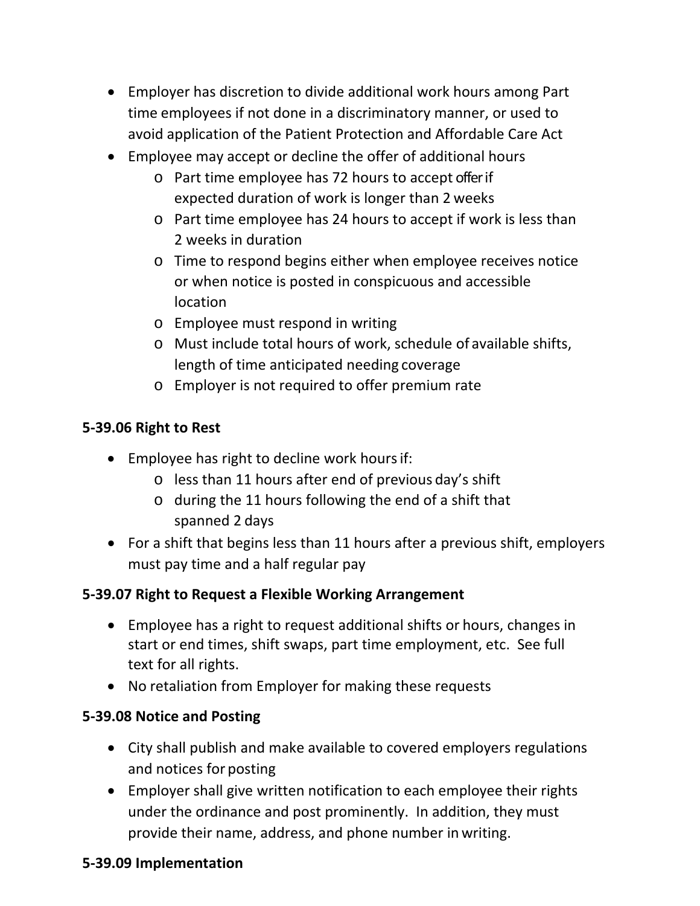- Employer has discretion to divide additional work hours among Part time employees if not done in a discriminatory manner, or used to avoid application of the Patient Protection and Affordable Care Act
- Employee may accept or decline the offer of additional hours
    - Part time employee has 72 hours to accept offer if expected duration of work is longer than 2 weeks
    - Part time employee has 24 hours to accept if work is less than 2 weeks in duration
    - Time to respond begins either when employee receives notice or when notice is posted in conspicuous and accessible location
    - Employee must respond in writing
    - Must include total hours of work, schedule of available shifts, length of time anticipated needing coverage
    - Employer is not required to offer premium rate

**5-39.06 Right to Rest**

- Employee has right to decline work hours if:
    - less than 11 hours after end of previous day's shift
    - during the 11 hours following the end of a shift that spanned 2 days
- For a shift that begins less than 11 hours after a previous shift, employers must pay time and a half regular pay

**5-39.07 Right to Request a Flexible Working Arrangement**

- Employee has a right to request additional shifts or hours, changes in start or end times, shift swaps, part time employment, etc. See full text for all rights.
- No retaliation from Employer for making these requests

**5-39.08 Notice and Posting**

- City shall publish and make available to covered employers regulations and notices for posting
- Employer shall give written notification to each employee their rights under the ordinance and post prominently. In addition, they must provide their name, address, and phone number in writing.

**5-39.09 Implementation**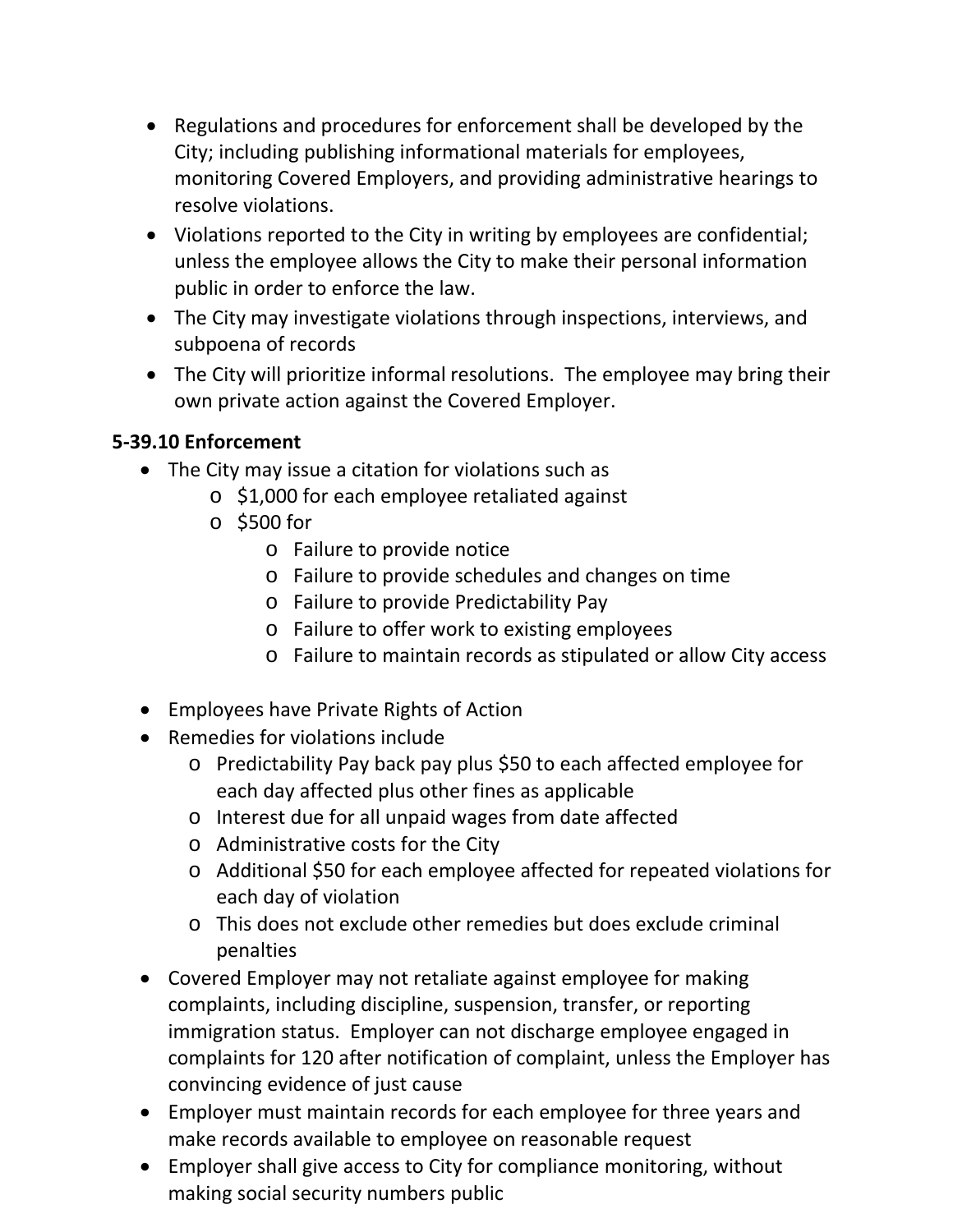- Regulations and procedures for enforcement shall be developed by the City; including publishing informational materials for employees, monitoring Covered Employers, and providing administrative hearings to resolve violations.
- Violations reported to the City in writing by employees are confidential; unless the employee allows the City to make their personal information public in order to enforce the law.
- The City may investigate violations through inspections, interviews, and subpoena of records
- The City will prioritize informal resolutions. The employee may bring their own private action against the Covered Employer.

**5-39.10 Enforcement**

- The City may issue a citation for violations such as
  - $1,000 for each employee retaliated against
  - $500 for
    - Failure to provide notice
    - Failure to provide schedules and changes on time
    - Failure to provide Predictability Pay
    - Failure to offer work to existing employees
    - Failure to maintain records as stipulated or allow City access
- Employees have Private Rights of Action
- Remedies for violations include
  - Predictability Pay back pay plus $50 to each affected employee for each day affected plus other fines as applicable
  - Interest due for all unpaid wages from date affected
  - Administrative costs for the City
  - Additional $50 for each employee affected for repeated violations for each day of violation
  - This does not exclude other remedies but does exclude criminal penalties
- Covered Employer may not retaliate against employee for making complaints, including discipline, suspension, transfer, or reporting immigration status. Employer can not discharge employee engaged in complaints for 120 after notification of complaint, unless the Employer has convincing evidence of just cause
- Employer must maintain records for each employee for three years and make records available to employee on reasonable request
- Employer shall give access to City for compliance monitoring, without making social security numbers public